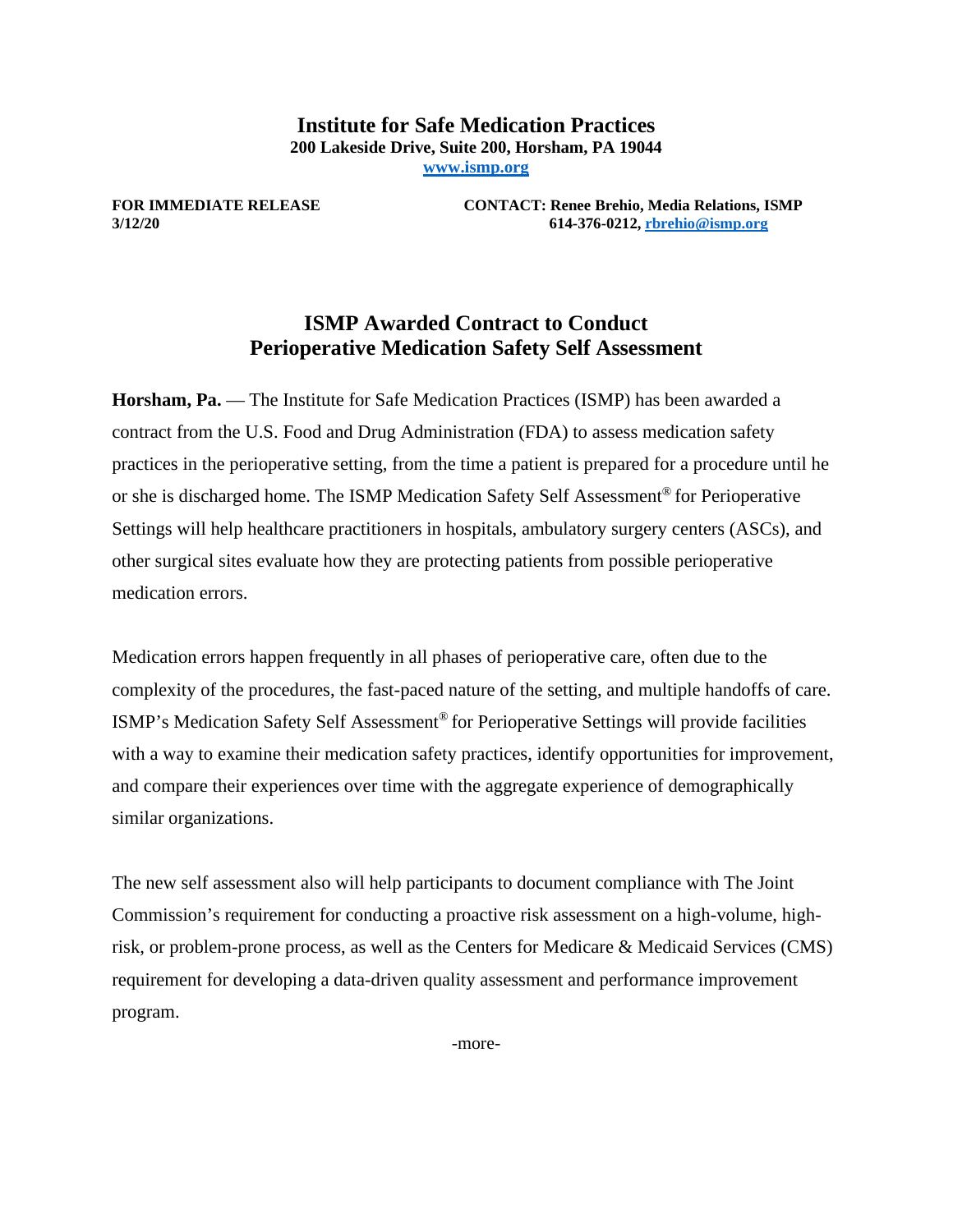**Institute for Safe Medication Practices**
**200 Lakeside Drive, Suite 200, Horsham, PA 19044**
**www.ismp.org**

**FOR IMMEDIATE RELEASE**
**3/12/20**

**CONTACT: Renee Brehio, Media Relations, ISMP**
**614-376-0212, rbrehio@ismp.org**

# ISMP Awarded Contract to Conduct Perioperative Medication Safety Self Assessment

**Horsham, Pa.** — The Institute for Safe Medication Practices (ISMP) has been awarded a contract from the U.S. Food and Drug Administration (FDA) to assess medication safety practices in the perioperative setting, from the time a patient is prepared for a procedure until he or she is discharged home. The ISMP Medication Safety Self Assessment® for Perioperative Settings will help healthcare practitioners in hospitals, ambulatory surgery centers (ASCs), and other surgical sites evaluate how they are protecting patients from possible perioperative medication errors.

Medication errors happen frequently in all phases of perioperative care, often due to the complexity of the procedures, the fast-paced nature of the setting, and multiple handoffs of care. ISMP's Medication Safety Self Assessment® for Perioperative Settings will provide facilities with a way to examine their medication safety practices, identify opportunities for improvement, and compare their experiences over time with the aggregate experience of demographically similar organizations.

The new self assessment also will help participants to document compliance with The Joint Commission's requirement for conducting a proactive risk assessment on a high-volume, high-risk, or problem-prone process, as well as the Centers for Medicare & Medicaid Services (CMS) requirement for developing a data-driven quality assessment and performance improvement program.

-more-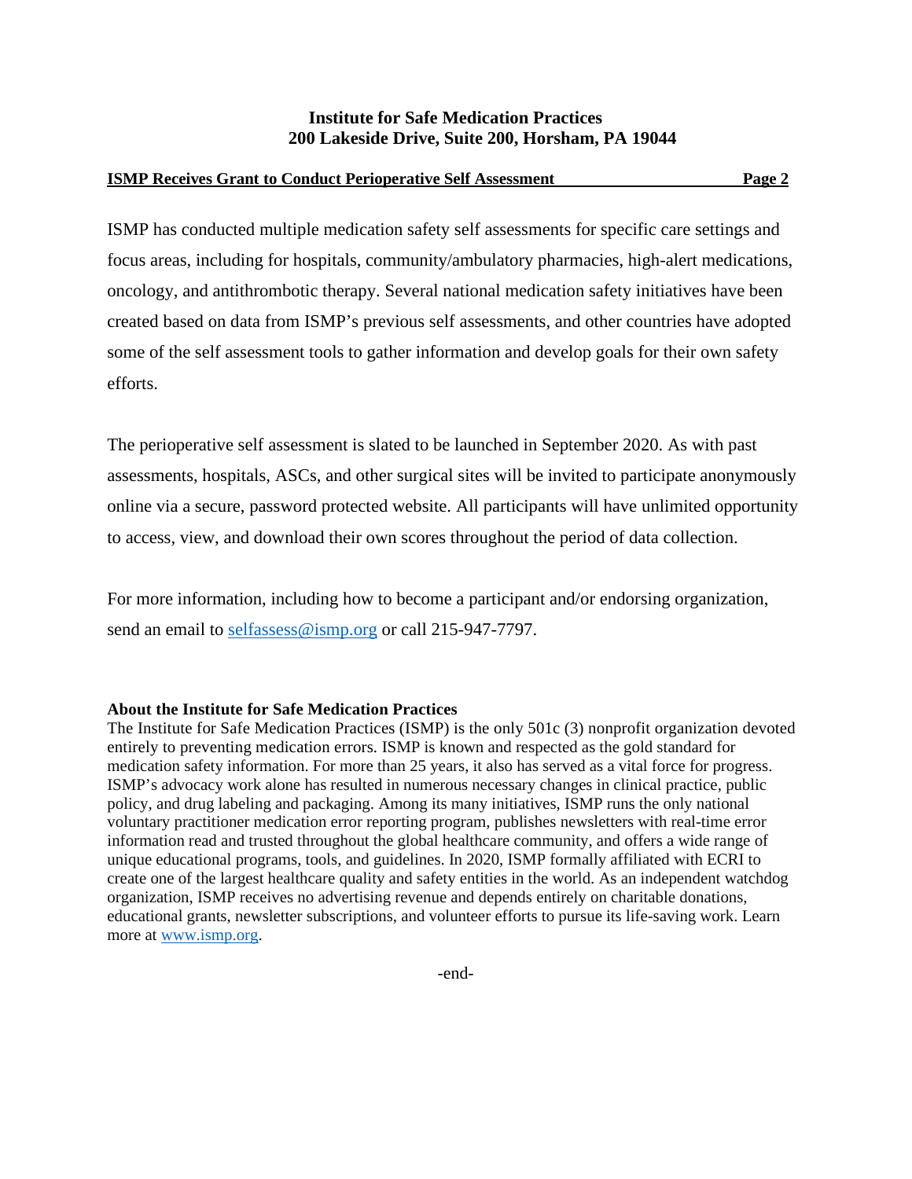ISMP has conducted multiple medication safety self assessments for specific care settings and focus areas, including for hospitals, community/ambulatory pharmacies, high-alert medications, oncology, and antithrombotic therapy. Several national medication safety initiatives have been created based on data from ISMP's previous self assessments, and other countries have adopted some of the self assessment tools to gather information and develop goals for their own safety efforts.

The perioperative self assessment is slated to be launched in September 2020. As with past assessments, hospitals, ASCs, and other surgical sites will be invited to participate anonymously online via a secure, password protected website. All participants will have unlimited opportunity to access, view, and download their own scores throughout the period of data collection.

For more information, including how to become a participant and/or endorsing organization, send an email to [selfassess@ismp.org](mailto:selfassess@ismp.org) or call 215-947-7797.

**About the Institute for Safe Medication Practices**

The Institute for Safe Medication Practices (ISMP) is the only 501c (3) nonprofit organization devoted entirely to preventing medication errors. ISMP is known and respected as the gold standard for medication safety information. For more than 25 years, it also has served as a vital force for progress. ISMP's advocacy work alone has resulted in numerous necessary changes in clinical practice, public policy, and drug labeling and packaging. Among its many initiatives, ISMP runs the only national voluntary practitioner medication error reporting program, publishes newsletters with real-time error information read and trusted throughout the global healthcare community, and offers a wide range of unique educational programs, tools, and guidelines. In 2020, ISMP formally affiliated with ECRI to create one of the largest healthcare quality and safety entities in the world. As an independent watchdog organization, ISMP receives no advertising revenue and depends entirely on charitable donations, educational grants, newsletter subscriptions, and volunteer efforts to pursue its life-saving work. Learn more at [www.ismp.org](http://www.ismp.org).

-end-